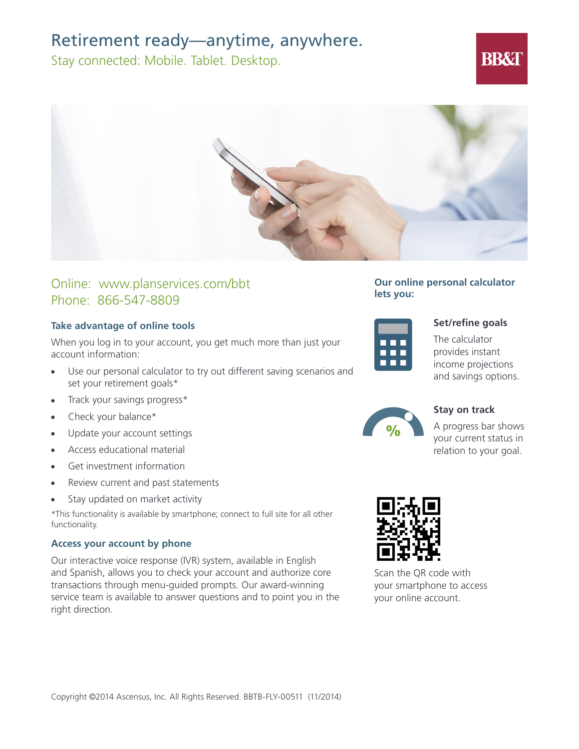# Retirement ready—anytime, anywhere.

Stay connected: Mobile. Tablet. Desktop.

BB&T

Online: www.planservices.com/bbt
Phone: 866-547-8809

### Take advantage of online tools

When you log in to your account, you get much more than just your account information:

- Use our personal calculator to try out different saving scenarios and set your retirement goals*
- Track your savings progress*
- Check your balance*
- Update your account settings
- Access educational material
- Get investment information
- Review current and past statements
- Stay updated on market activity

*This functionality is available by smartphone; connect to full site for all other functionality.

### Access your account by phone

Our interactive voice response (IVR) system, available in English and Spanish, allows you to check your account and authorize core transactions through menu-guided prompts. Our award-winning service team is available to answer questions and to point you in the right direction.

### Our online personal calculator lets you:

**Set/refine goals**

The calculator provides instant income projections and savings options.

**Stay on track**

A progress bar shows your current status in relation to your goal.

Scan the QR code with your smartphone to access your online account.

Copyright ©2014 Ascensus, Inc. All Rights Reserved. BBTB-FLY-00511 (11/2014)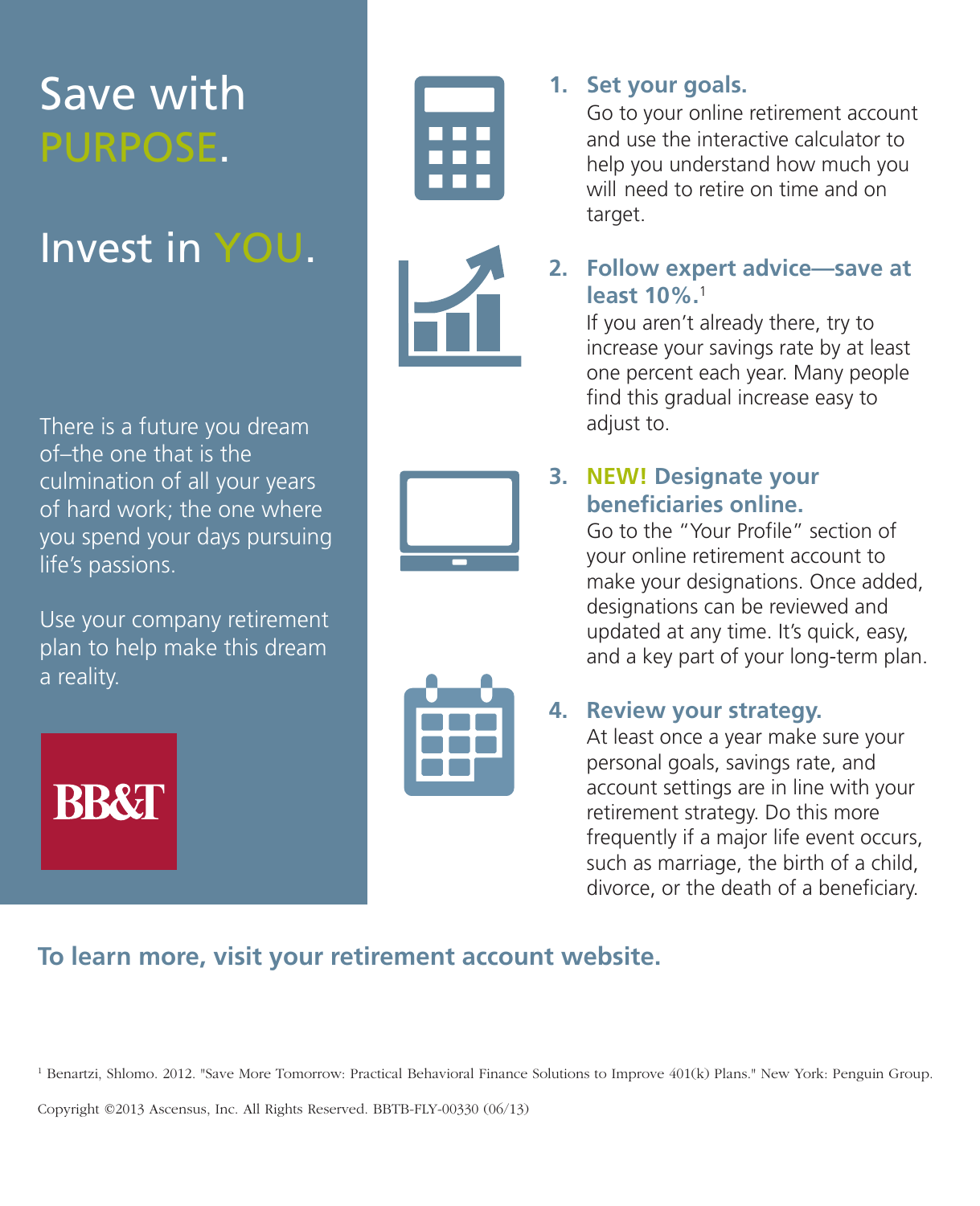# Save with PURPOSE.

# Invest in YOU.

There is a future you dream of–the one that is the culmination of all your years of hard work; the one where you spend your days pursuing life's passions.

Use your company retirement plan to help make this dream a reality.

BB&T

1. **Set your goals.**
   Go to your online retirement account and use the interactive calculator to help you understand how much you will need to retire on time and on target.

2. **Follow expert advice—save at least 10%.**[1]
   If you aren't already there, try to increase your savings rate by at least one percent each year. Many people find this gradual increase easy to adjust to.

3. **NEW! Designate your beneficiaries online.**
   Go to the "Your Profile" section of your online retirement account to make your designations. Once added, designations can be reviewed and updated at any time. It's quick, easy, and a key part of your long-term plan.

4. **Review your strategy.**
   At least once a year make sure your personal goals, savings rate, and account settings are in line with your retirement strategy. Do this more frequently if a major life event occurs, such as marriage, the birth of a child, divorce, or the death of a beneficiary.

**To learn more, visit your retirement account website.**

[1] Benartzi, Shlomo. 2012. "Save More Tomorrow: Practical Behavioral Finance Solutions to Improve 401(k) Plans." New York: Penguin Group.

Copyright ©2013 Ascensus, Inc. All Rights Reserved. BBTB-FLY-00330 (06/13)